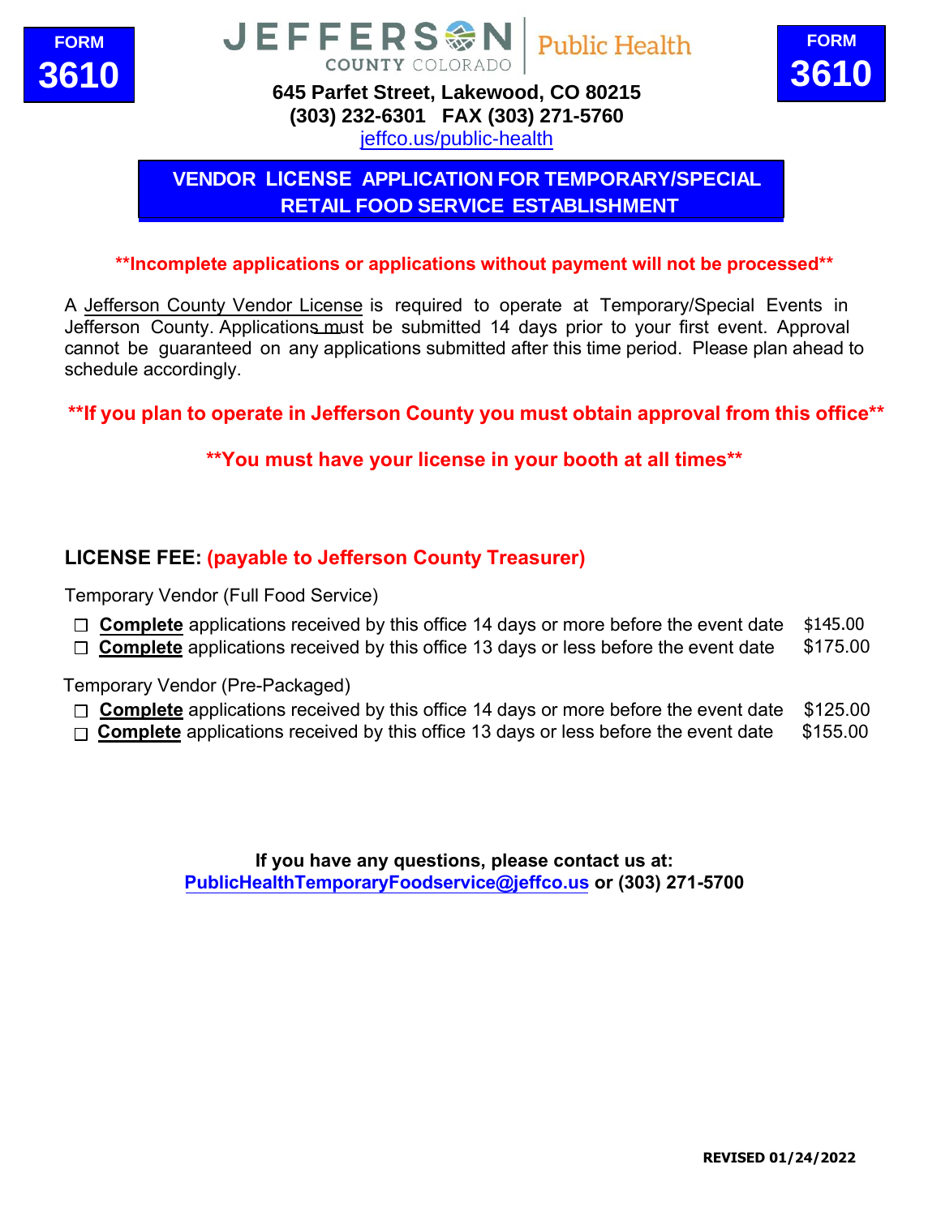**FORM 3610**

**JEFFERSON COUNTY COLORADO | Public Health**

**645 Parfet Street, Lakewood, CO 80215**
**(303) 232-6301 FAX (303) 271-5760**
jeffco.us/public-health

# VENDOR LICENSE APPLICATION FOR TEMPORARY/SPECIAL RETAIL FOOD SERVICE ESTABLISHMENT

**\*\*Incomplete applications or applications without payment will not be processed\*\***

A Jefferson County Vendor License is required to operate at Temporary/Special Events in Jefferson County. Applications must be submitted 14 days prior to your first event. Approval cannot be guaranteed on any applications submitted after this time period. Please plan ahead to schedule accordingly.

**\*\*If you plan to operate in Jefferson County you must obtain approval from this office\*\***

**\*\*You must have your license in your booth at all times\*\***

**LICENSE FEE: (payable to Jefferson County Treasurer)**

Temporary Vendor (Full Food Service)

- ☐ **Complete** applications received by this office 14 days or more before the event date $145.00
- ☐ **Complete** applications received by this office 13 days or less before the event date $175.00

Temporary Vendor (Pre-Packaged)

- ☐ **Complete** applications received by this office 14 days or more before the event date $125.00
- ☐ **Complete** applications received by this office 13 days or less before the event date $155.00

**If you have any questions, please contact us at:**
**PublicHealthTemporaryFoodservice@jeffco.us or (303) 271-5700**

REVISED 01/24/2022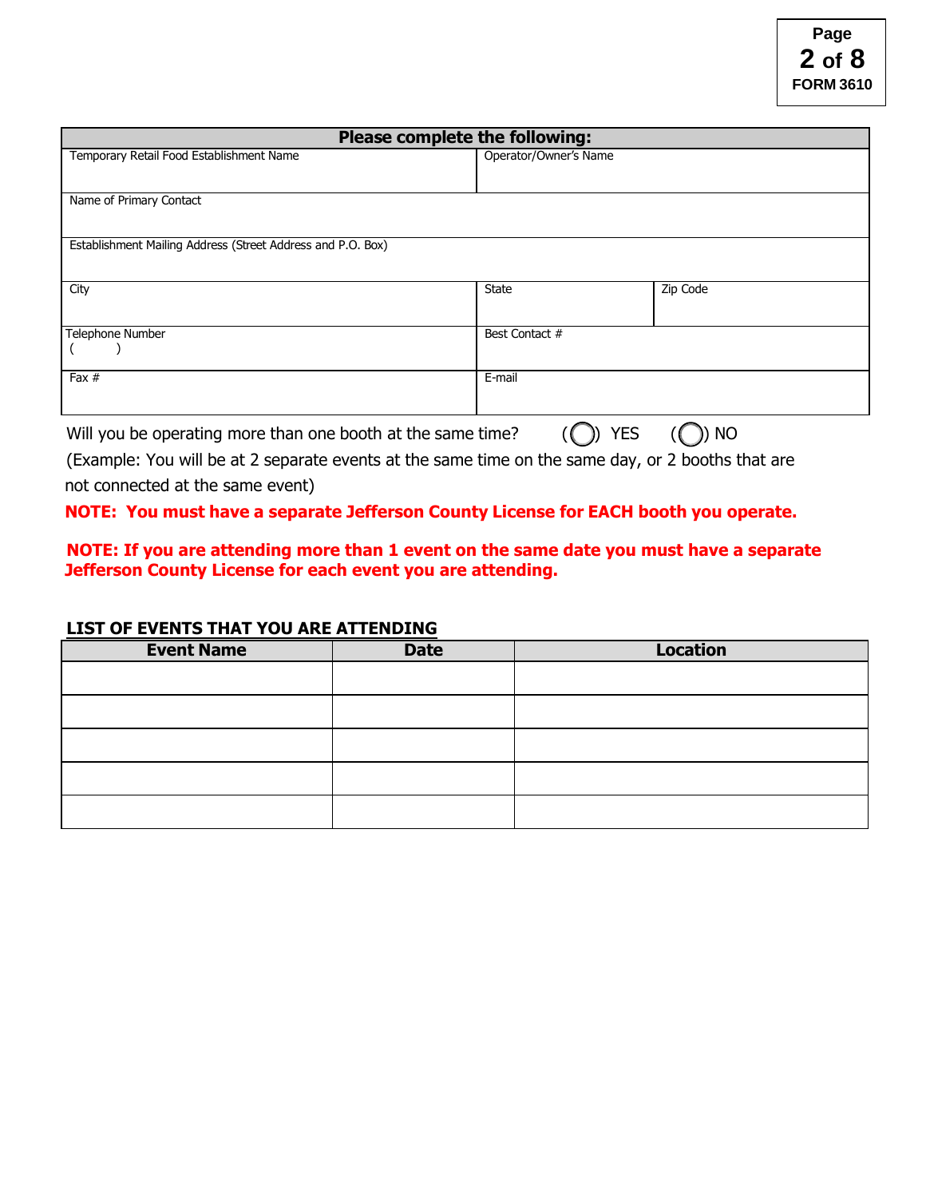**Please complete the following:**

| Temporary Retail Food Establishment Name | Operator/Owner's Name | |
|---|---|---|
| Name of Primary Contact | | |
| Establishment Mailing Address (Street Address and P.O. Box) | | |
| City | State | Zip Code |
| Telephone Number ( ) | Best Contact # | |
| Fax # | E-mail | |

Will you be operating more than one booth at the same time? ( ) YES ( ) NO

(Example: You will be at 2 separate events at the same time on the same day, or 2 booths that are not connected at the same event)

**NOTE: You must have a separate Jefferson County License for EACH booth you operate.**

**NOTE: If you are attending more than 1 event on the same date you must have a separate Jefferson County License for each event you are attending.**

**LIST OF EVENTS THAT YOU ARE ATTENDING**

| Event Name | Date | Location |
|---|---|---|
| | | |
| | | |
| | | |
| | | |
| | | |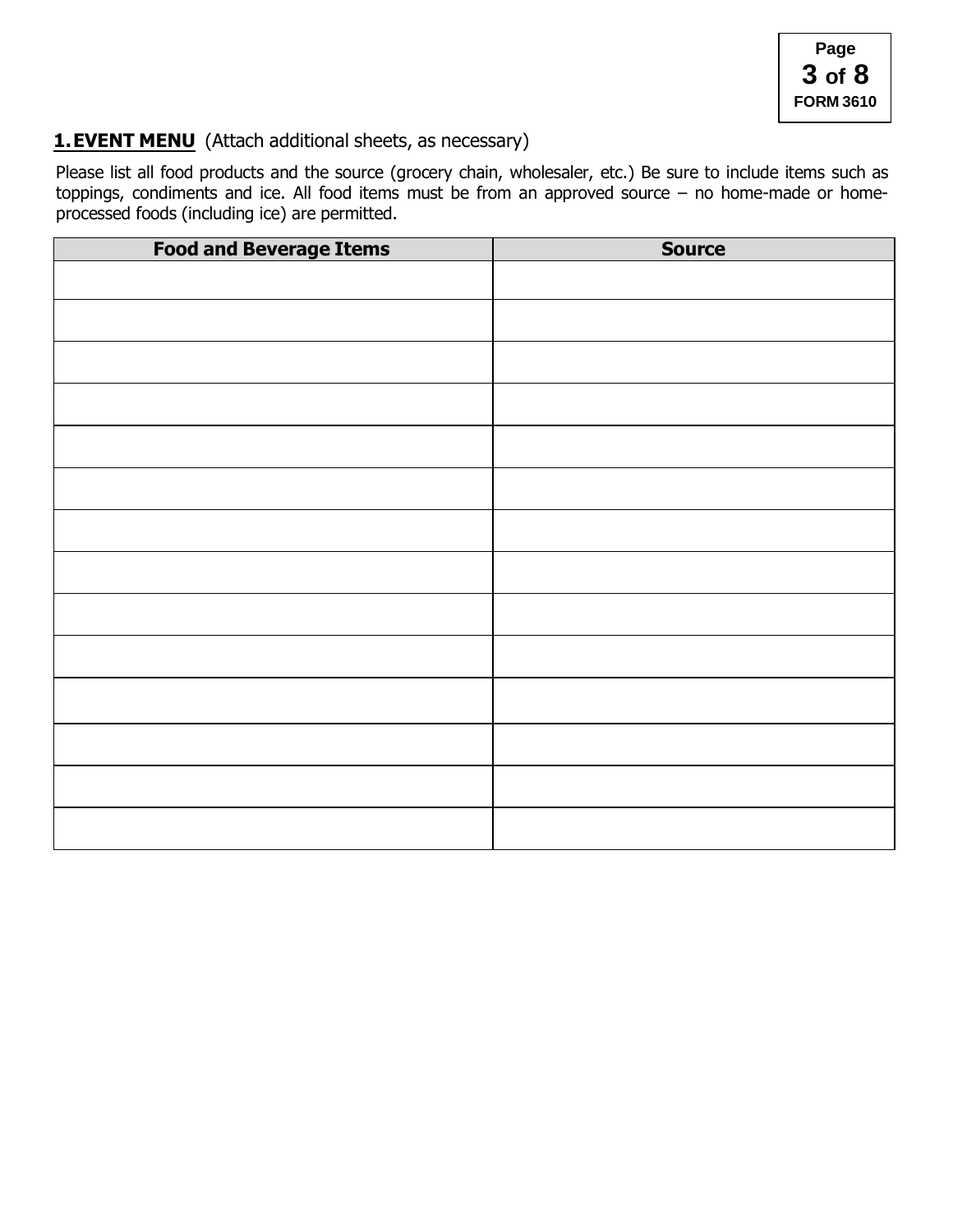## **1. EVENT MENU** (Attach additional sheets, as necessary)

Please list all food products and the source (grocery chain, wholesaler, etc.) Be sure to include items such as toppings, condiments and ice. All food items must be from an approved source – no home-made or home-processed foods (including ice) are permitted.

| Food and Beverage Items | Source |
|---|---|
| | |
| | |
| | |
| | |
| | |
| | |
| | |
| | |
| | |
| | |
| | |
| | |
| | |
| | |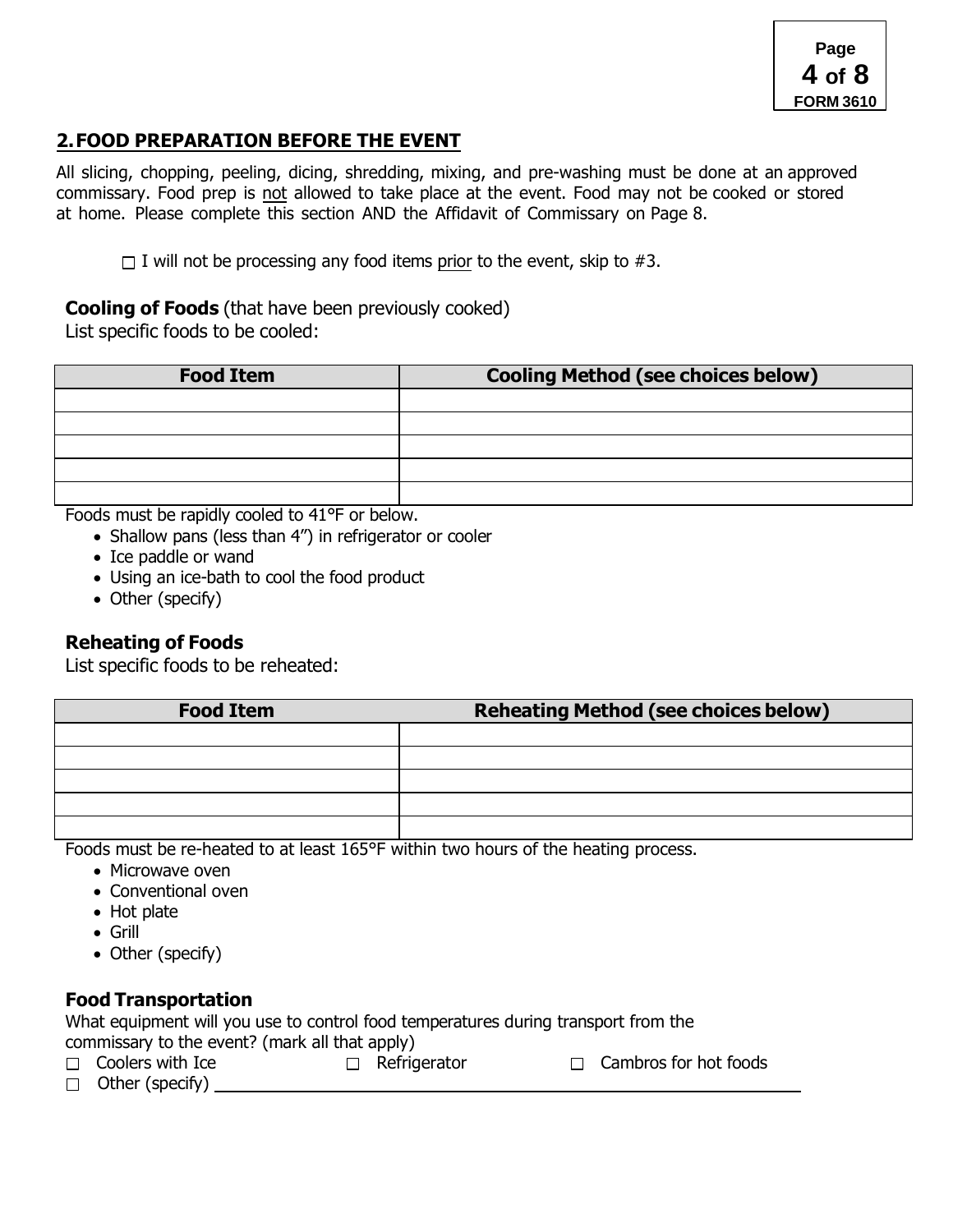## 2. FOOD PREPARATION BEFORE THE EVENT

All slicing, chopping, peeling, dicing, shredding, mixing, and pre-washing must be done at an approved commissary. Food prep is not allowed to take place at the event. Food may not be cooked or stored at home. Please complete this section AND the Affidavit of Commissary on Page 8.

☐ I will not be processing any food items prior to the event, skip to #3.

**Cooling of Foods** (that have been previously cooked)
List specific foods to be cooled:

| Food Item | Cooling Method (see choices below) |
|---|---|
| | |
| | |
| | |
| | |
| | |

Foods must be rapidly cooled to 41°F or below.

- Shallow pans (less than 4") in refrigerator or cooler
- Ice paddle or wand
- Using an ice-bath to cool the food product
- Other (specify)

### Reheating of Foods

List specific foods to be reheated:

| Food Item | Reheating Method (see choices below) |
|---|---|
| | |
| | |
| | |
| | |
| | |

Foods must be re-heated to at least 165°F within two hours of the heating process.

- Microwave oven
- Conventional oven
- Hot plate
- Grill
- Other (specify)

### Food Transportation

What equipment will you use to control food temperatures during transport from the commissary to the event? (mark all that apply)

☐ Coolers with Ice ☐ Refrigerator ☐ Cambros for hot foods

☐ Other (specify) ______________________________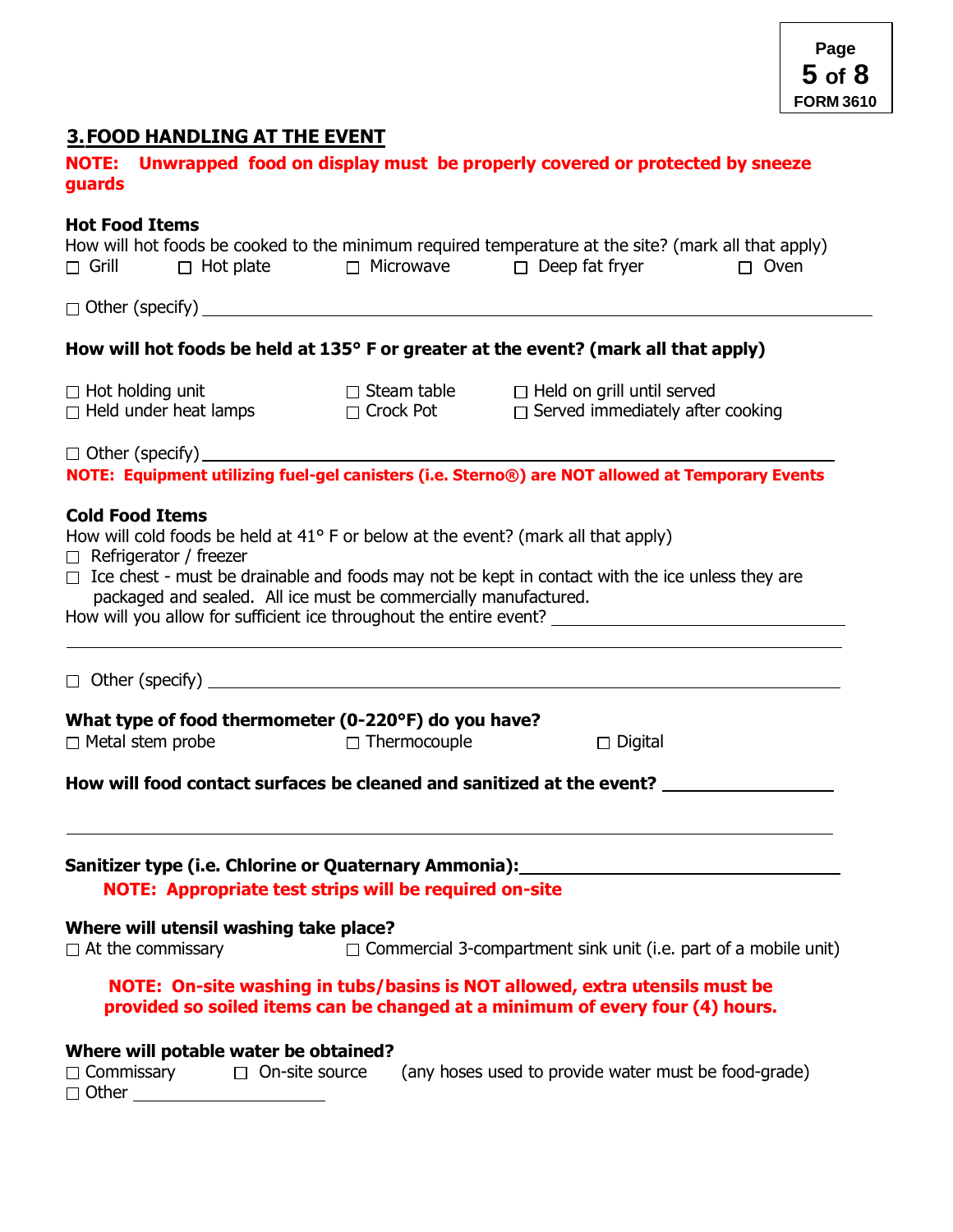## 3. FOOD HANDLING AT THE EVENT

**NOTE: Unwrapped food on display must be properly covered or protected by sneeze guards**

**Hot Food Items**

How will hot foods be cooked to the minimum required temperature at the site? (mark all that apply)

☐ Grill ☐ Hot plate ☐ Microwave ☐ Deep fat fryer ☐ Oven

☐ Other (specify) ____________________________________________

**How will hot foods be held at 135° F or greater at the event? (mark all that apply)**

☐ Hot holding unit ☐ Steam table ☐ Held on grill until served
☐ Held under heat lamps ☐ Crock Pot ☐ Served immediately after cooking

☐ Other (specify) ____________________________________________

**NOTE: Equipment utilizing fuel-gel canisters (i.e. Sterno®) are NOT allowed at Temporary Events**

**Cold Food Items**

How will cold foods be held at 41° F or below at the event? (mark all that apply)

☐ Refrigerator / freezer
☐ Ice chest - must be drainable and foods may not be kept in contact with the ice unless they are packaged and sealed. All ice must be commercially manufactured.

How will you allow for sufficient ice throughout the entire event? ______________________

____________________________________________

☐ Other (specify) ____________________________________________

**What type of food thermometer (0-220°F) do you have?**

☐ Metal stem probe ☐ Thermocouple ☐ Digital

**How will food contact surfaces be cleaned and sanitized at the event?** ______________________

____________________________________________

**Sanitizer type (i.e. Chlorine or Quaternary Ammonia):** ______________________

**NOTE: Appropriate test strips will be required on-site**

**Where will utensil washing take place?**

☐ At the commissary ☐ Commercial 3-compartment sink unit (i.e. part of a mobile unit)

**NOTE: On-site washing in tubs/basins is NOT allowed, extra utensils must be provided so soiled items can be changed at a minimum of every four (4) hours.**

**Where will potable water be obtained?**

☐ Commissary ☐ On-site source (any hoses used to provide water must be food-grade)
☐ Other ______________________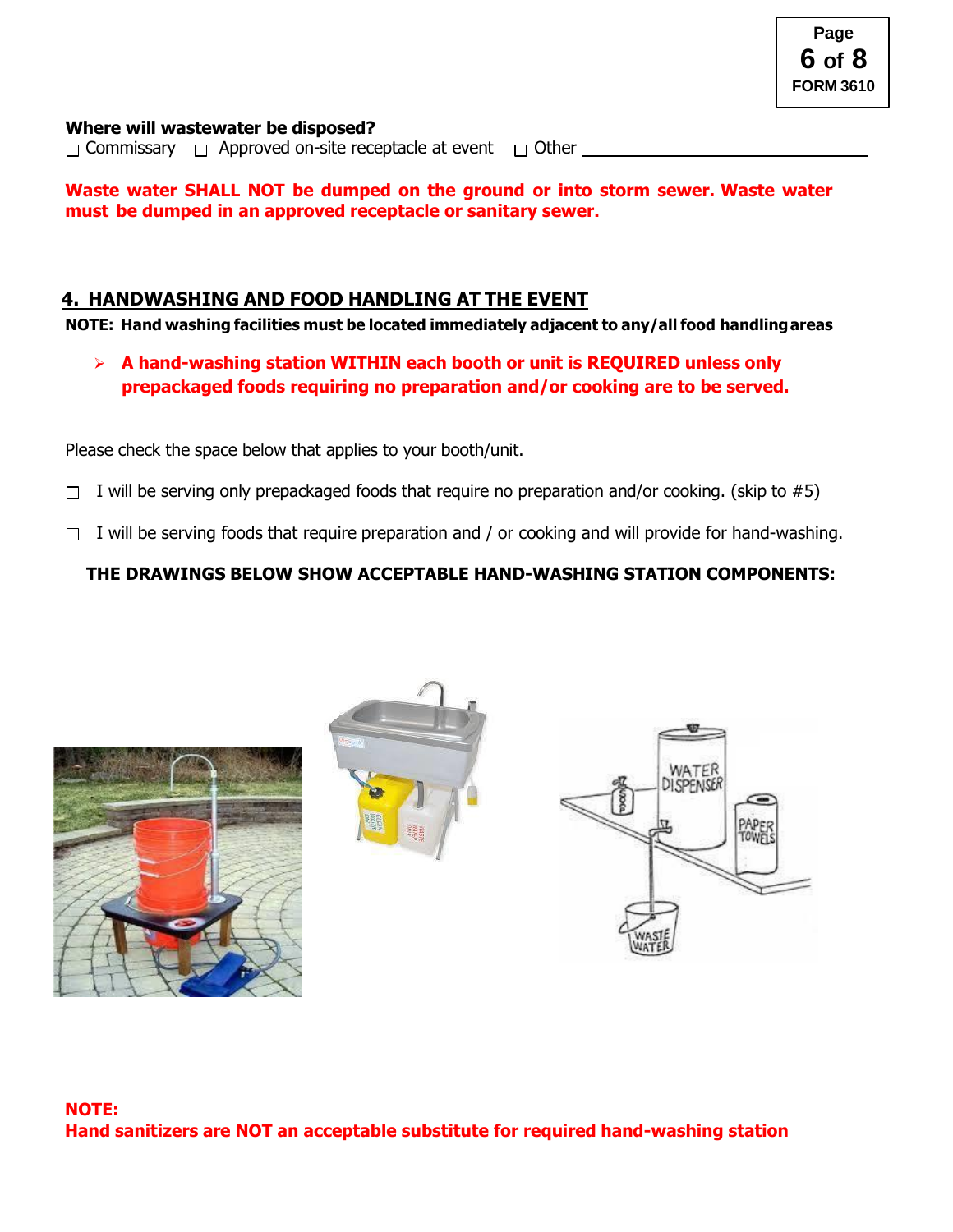**Where will wastewater be disposed?**

☐ Commissary ☐ Approved on-site receptacle at event ☐ Other ______________________________

**Waste water SHALL NOT be dumped on the ground or into storm sewer. Waste water must be dumped in an approved receptacle or sanitary sewer.**

## 4. HANDWASHING AND FOOD HANDLING AT THE EVENT

**NOTE: Hand washing facilities must be located immediately adjacent to any/all food handling areas**

- **A hand-washing station WITHIN each booth or unit is REQUIRED unless only prepackaged foods requiring no preparation and/or cooking are to be served.**

Please check the space below that applies to your booth/unit.

☐ I will be serving only prepackaged foods that require no preparation and/or cooking. (skip to #5)

☐ I will be serving foods that require preparation and / or cooking and will provide for hand-washing.

**THE DRAWINGS BELOW SHOW ACCEPTABLE HAND-WASHING STATION COMPONENTS:**

**NOTE:**
**Hand sanitizers are NOT an acceptable substitute for required hand-washing station**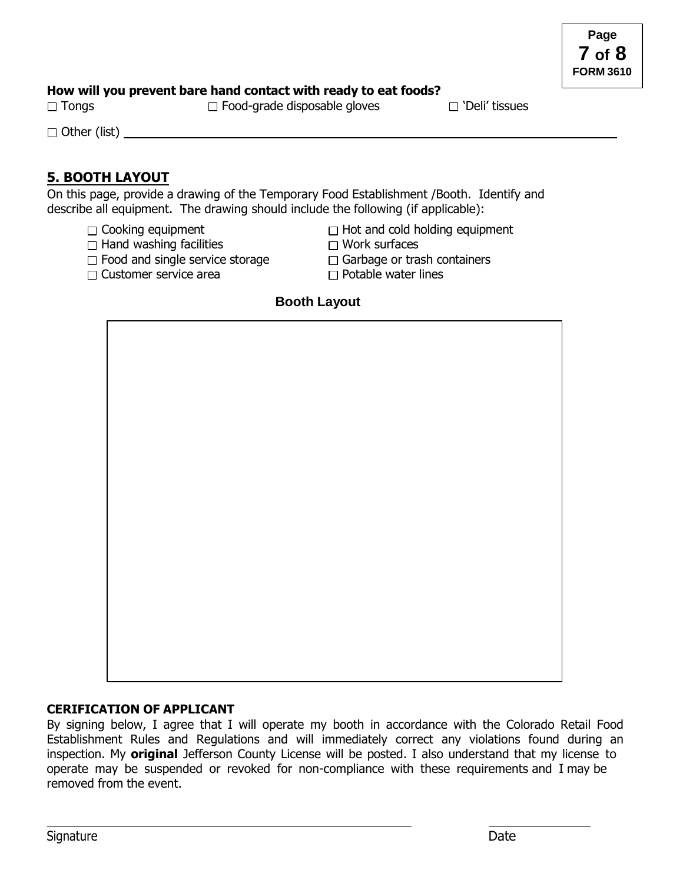**How will you prevent bare hand contact with ready to eat foods?**

☐ Tongs ☐ Food-grade disposable gloves ☐ 'Deli' tissues

☐ Other (list) ______________________________________________

## 5. BOOTH LAYOUT

On this page, provide a drawing of the Temporary Food Establishment /Booth. Identify and describe all equipment. The drawing should include the following (if applicable):

- ☐ Cooking equipment
- ☐ Hand washing facilities
- ☐ Food and single service storage
- ☐ Customer service area
- ☐ Hot and cold holding equipment
- ☐ Work surfaces
- ☐ Garbage or trash containers
- ☐ Potable water lines

**Booth Layout**

**CERIFICATION OF APPLICANT**

By signing below, I agree that I will operate my booth in accordance with the Colorado Retail Food Establishment Rules and Regulations and will immediately correct any violations found during an inspection. My **original** Jefferson County License will be posted. I also understand that my license to operate may be suspended or revoked for non-compliance with these requirements and I may be removed from the event.

______________________________________________ ____________________

Signature Date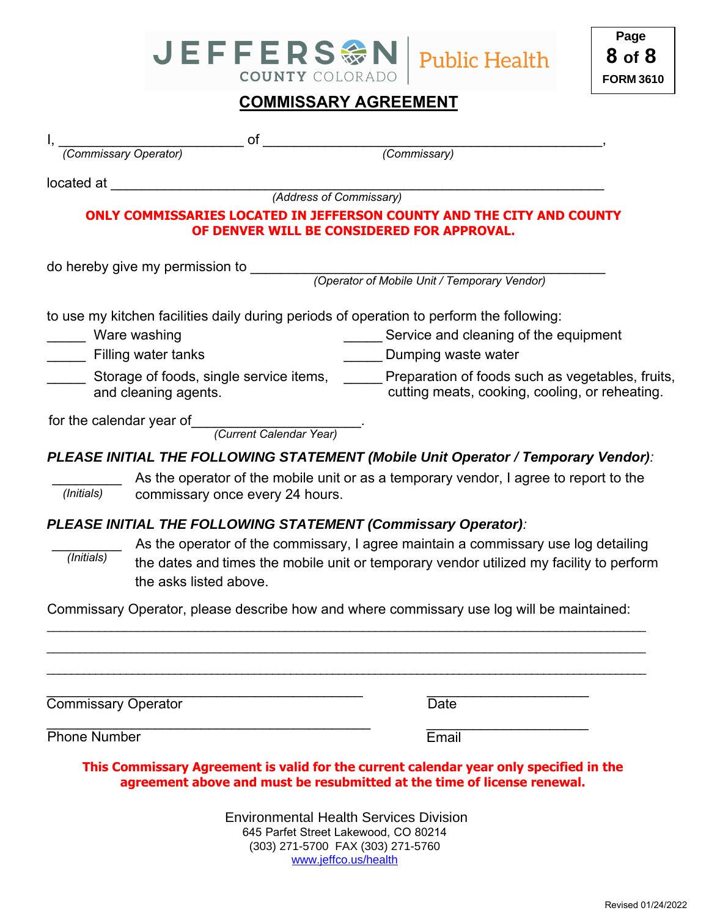JEFFERSON COUNTY COLORADO | Public Health

FORM 3610

# COMMISSARY AGREEMENT

I, ________________________ of ____________________________________________,
*(Commissary Operator)* *(Commissary)*

located at ____________________________________________________________
*(Address of Commissary)*

**ONLY COMMISSARIES LOCATED IN JEFFERSON COUNTY AND THE CITY AND COUNTY OF DENVER WILL BE CONSIDERED FOR APPROVAL.**

do hereby give my permission to ______________________________________________
*(Operator of Mobile Unit / Temporary Vendor)*

to use my kitchen facilities daily during periods of operation to perform the following:

_____ Ware washing

_____ Service and cleaning of the equipment

_____ Filling water tanks

_____ Dumping waste water

_____ Storage of foods, single service items, and cleaning agents.

_____ Preparation of foods such as vegetables, fruits, cutting meats, cooking, cooling, or reheating.

for the calendar year of_____________________.
*(Current Calendar Year)*

***PLEASE INITIAL THE FOLLOWING STATEMENT (Mobile Unit Operator / Temporary Vendor):***

_________ *(Initials)* As the operator of the mobile unit or as a temporary vendor, I agree to report to the commissary once every 24 hours.

***PLEASE INITIAL THE FOLLOWING STATEMENT (Commissary Operator):***

_________ *(Initials)* As the operator of the commissary, I agree maintain a commissary use log detailing the dates and times the mobile unit or temporary vendor utilized my facility to perform the asks listed above.

Commissary Operator, please describe how and where commissary use log will be maintained:

______________________________________________________________________________

______________________________________________________________________________

______________________________________________________________________________

____________________________________ ____________________

Commissary Operator Date

____________________________________ ____________________

Phone Number Email

**This Commissary Agreement is valid for the current calendar year only specified in the agreement above and must be resubmitted at the time of license renewal.**

Environmental Health Services Division
645 Parfet Street Lakewood, CO 80214
(303) 271-5700 FAX (303) 271-5760
www.jeffco.us/health

Revised 01/24/2022